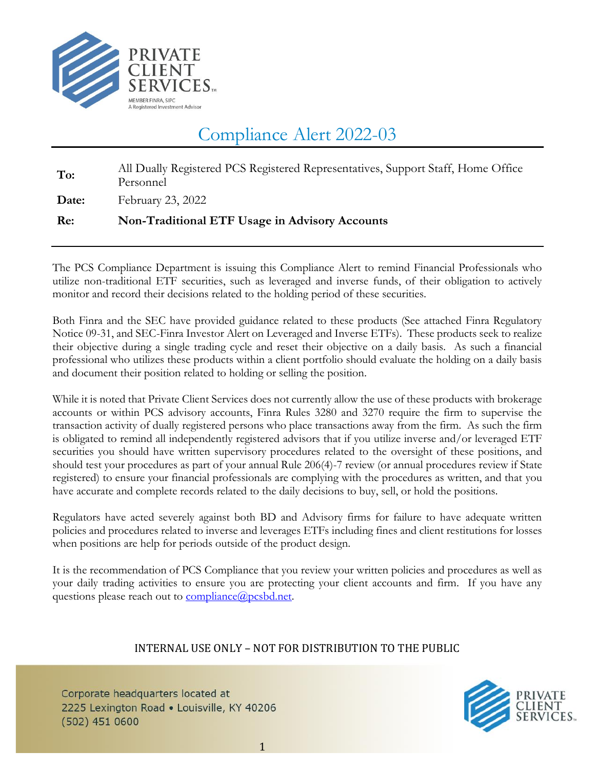PRIVATE CLIENT SERVICES™

MEMBER FINRA, SIPC
A Registered Investment Advisor

# Compliance Alert 2022-03

| | |
|---|---|
| **To:** | All Dually Registered PCS Registered Representatives, Support Staff, Home Office Personnel |
| **Date:** | February 23, 2022 |
| **Re:** | **Non-Traditional ETF Usage in Advisory Accounts** |

The PCS Compliance Department is issuing this Compliance Alert to remind Financial Professionals who utilize non-traditional ETF securities, such as leveraged and inverse funds, of their obligation to actively monitor and record their decisions related to the holding period of these securities.

Both Finra and the SEC have provided guidance related to these products (See attached Finra Regulatory Notice 09-31, and SEC-Finra Investor Alert on Leveraged and Inverse ETFs). These products seek to realize their objective during a single trading cycle and reset their objective on a daily basis. As such a financial professional who utilizes these products within a client portfolio should evaluate the holding on a daily basis and document their position related to holding or selling the position.

While it is noted that Private Client Services does not currently allow the use of these products with brokerage accounts or within PCS advisory accounts, Finra Rules 3280 and 3270 require the firm to supervise the transaction activity of dually registered persons who place transactions away from the firm. As such the firm is obligated to remind all independently registered advisors that if you utilize inverse and/or leveraged ETF securities you should have written supervisory procedures related to the oversight of these positions, and should test your procedures as part of your annual Rule 206(4)-7 review (or annual procedures review if State registered) to ensure your financial professionals are complying with the procedures as written, and that you have accurate and complete records related to the daily decisions to buy, sell, or hold the positions.

Regulators have acted severely against both BD and Advisory firms for failure to have adequate written policies and procedures related to inverse and leverages ETFs including fines and client restitutions for losses when positions are help for periods outside of the product design.

It is the recommendation of PCS Compliance that you review your written policies and procedures as well as your daily trading activities to ensure you are protecting your client accounts and firm. If you have any questions please reach out to compliance@pcsbd.net.

INTERNAL USE ONLY – NOT FOR DISTRIBUTION TO THE PUBLIC

Corporate headquarters located at
2225 Lexington Road • Louisville, KY 40206
(502) 451 0600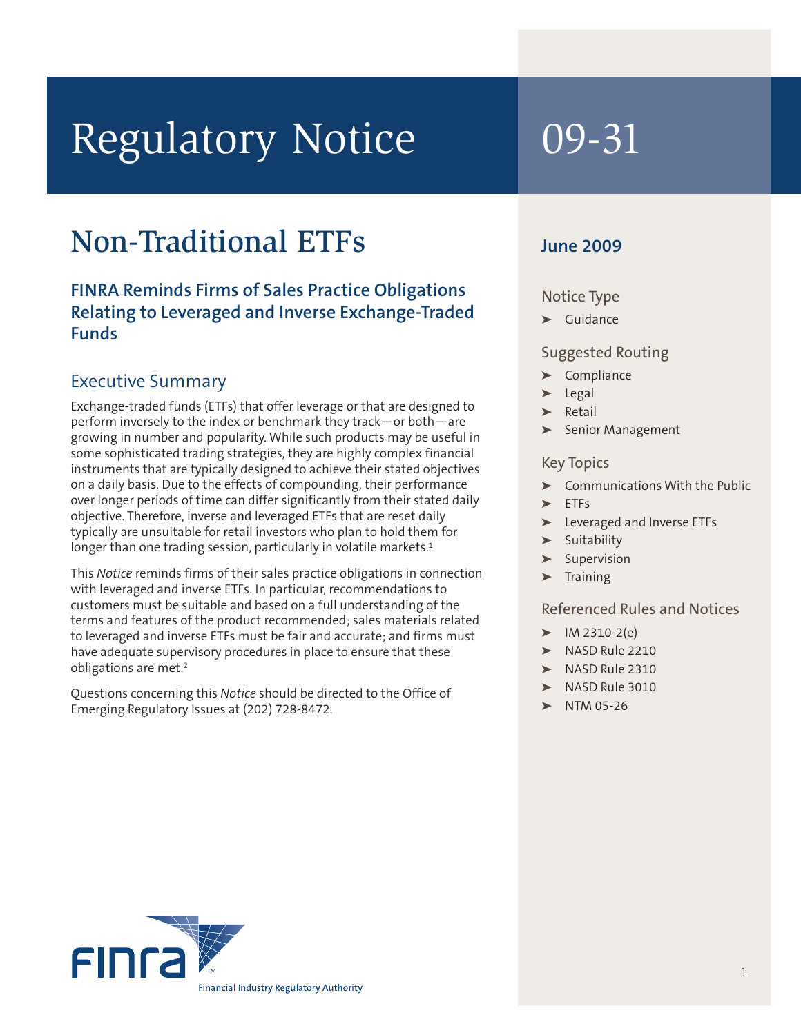# Regulatory Notice 09-31

## Non-Traditional ETFs

### FINRA Reminds Firms of Sales Practice Obligations Relating to Leveraged and Inverse Exchange-Traded Funds

**June 2009**

**Notice Type**

- Guidance

**Suggested Routing**

- Compliance
- Legal
- Retail
- Senior Management

**Key Topics**

- Communications With the Public
- ETFs
- Leveraged and Inverse ETFs
- Suitability
- Supervision
- Training

**Referenced Rules and Notices**

- IM 2310-2(e)
- NASD Rule 2210
- NASD Rule 2310
- NASD Rule 3010
- NTM 05-26

## Executive Summary

Exchange-traded funds (ETFs) that offer leverage or that are designed to perform inversely to the index or benchmark they track—or both—are growing in number and popularity. While such products may be useful in some sophisticated trading strategies, they are highly complex financial instruments that are typically designed to achieve their stated objectives on a daily basis. Due to the effects of compounding, their performance over longer periods of time can differ significantly from their stated daily objective. Therefore, inverse and leveraged ETFs that are reset daily typically are unsuitable for retail investors who plan to hold them for longer than one trading session, particularly in volatile markets.[1]

This *Notice* reminds firms of their sales practice obligations in connection with leveraged and inverse ETFs. In particular, recommendations to customers must be suitable and based on a full understanding of the terms and features of the product recommended; sales materials related to leveraged and inverse ETFs must be fair and accurate; and firms must have adequate supervisory procedures in place to ensure that these obligations are met.[2]

Questions concerning this *Notice* should be directed to the Office of Emerging Regulatory Issues at (202) 728-8472.

FINRA
Financial Industry Regulatory Authority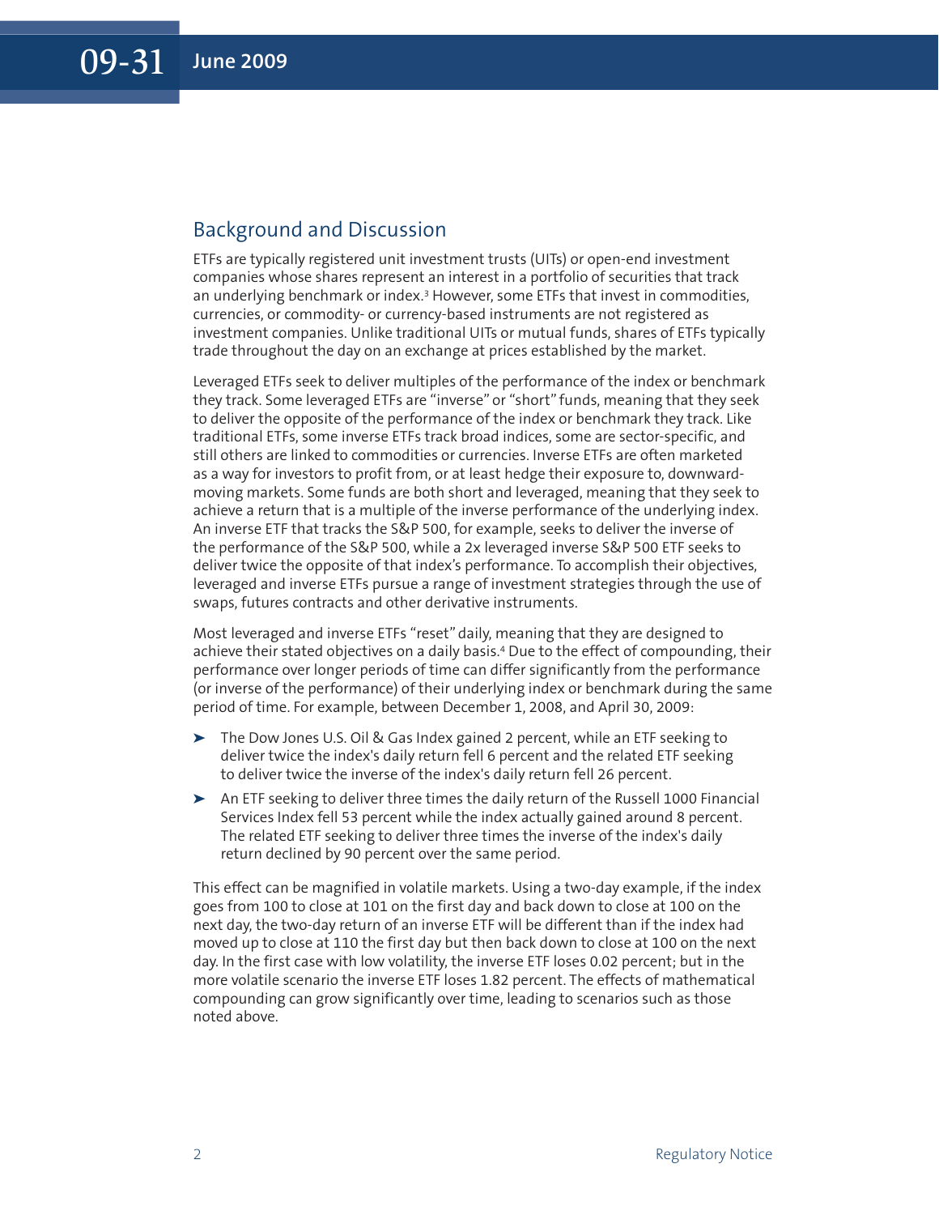## Background and Discussion

ETFs are typically registered unit investment trusts (UITs) or open-end investment companies whose shares represent an interest in a portfolio of securities that track an underlying benchmark or index.[3] However, some ETFs that invest in commodities, currencies, or commodity- or currency-based instruments are not registered as investment companies. Unlike traditional UITs or mutual funds, shares of ETFs typically trade throughout the day on an exchange at prices established by the market.

Leveraged ETFs seek to deliver multiples of the performance of the index or benchmark they track. Some leveraged ETFs are "inverse" or "short" funds, meaning that they seek to deliver the opposite of the performance of the index or benchmark they track. Like traditional ETFs, some inverse ETFs track broad indices, some are sector-specific, and still others are linked to commodities or currencies. Inverse ETFs are often marketed as a way for investors to profit from, or at least hedge their exposure to, downward-moving markets. Some funds are both short and leveraged, meaning that they seek to achieve a return that is a multiple of the inverse performance of the underlying index. An inverse ETF that tracks the S&P 500, for example, seeks to deliver the inverse of the performance of the S&P 500, while a 2x leveraged inverse S&P 500 ETF seeks to deliver twice the opposite of that index's performance. To accomplish their objectives, leveraged and inverse ETFs pursue a range of investment strategies through the use of swaps, futures contracts and other derivative instruments.

Most leveraged and inverse ETFs "reset" daily, meaning that they are designed to achieve their stated objectives on a daily basis.[4] Due to the effect of compounding, their performance over longer periods of time can differ significantly from the performance (or inverse of the performance) of their underlying index or benchmark during the same period of time. For example, between December 1, 2008, and April 30, 2009:

- The Dow Jones U.S. Oil & Gas Index gained 2 percent, while an ETF seeking to deliver twice the index's daily return fell 6 percent and the related ETF seeking to deliver twice the inverse of the index's daily return fell 26 percent.
- An ETF seeking to deliver three times the daily return of the Russell 1000 Financial Services Index fell 53 percent while the index actually gained around 8 percent. The related ETF seeking to deliver three times the inverse of the index's daily return declined by 90 percent over the same period.

This effect can be magnified in volatile markets. Using a two-day example, if the index goes from 100 to close at 101 on the first day and back down to close at 100 on the next day, the two-day return of an inverse ETF will be different than if the index had moved up to close at 110 the first day but then back down to close at 100 on the next day. In the first case with low volatility, the inverse ETF loses 0.02 percent; but in the more volatile scenario the inverse ETF loses 1.82 percent. The effects of mathematical compounding can grow significantly over time, leading to scenarios such as those noted above.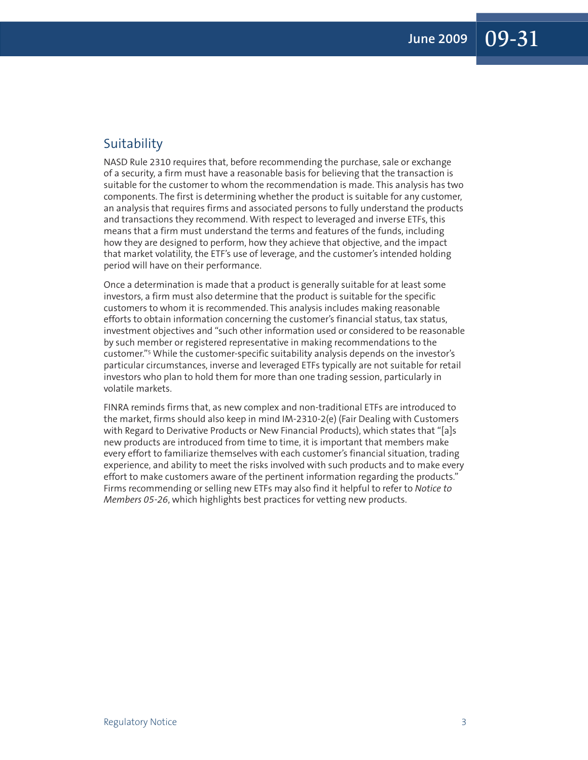## Suitability

NASD Rule 2310 requires that, before recommending the purchase, sale or exchange of a security, a firm must have a reasonable basis for believing that the transaction is suitable for the customer to whom the recommendation is made. This analysis has two components. The first is determining whether the product is suitable for any customer, an analysis that requires firms and associated persons to fully understand the products and transactions they recommend. With respect to leveraged and inverse ETFs, this means that a firm must understand the terms and features of the funds, including how they are designed to perform, how they achieve that objective, and the impact that market volatility, the ETF's use of leverage, and the customer's intended holding period will have on their performance.

Once a determination is made that a product is generally suitable for at least some investors, a firm must also determine that the product is suitable for the specific customers to whom it is recommended. This analysis includes making reasonable efforts to obtain information concerning the customer's financial status, tax status, investment objectives and "such other information used or considered to be reasonable by such member or registered representative in making recommendations to the customer."[5] While the customer-specific suitability analysis depends on the investor's particular circumstances, inverse and leveraged ETFs typically are not suitable for retail investors who plan to hold them for more than one trading session, particularly in volatile markets.

FINRA reminds firms that, as new complex and non-traditional ETFs are introduced to the market, firms should also keep in mind IM-2310-2(e) (Fair Dealing with Customers with Regard to Derivative Products or New Financial Products), which states that "[a]s new products are introduced from time to time, it is important that members make every effort to familiarize themselves with each customer's financial situation, trading experience, and ability to meet the risks involved with such products and to make every effort to make customers aware of the pertinent information regarding the products." Firms recommending or selling new ETFs may also find it helpful to refer to *Notice to Members 05-26*, which highlights best practices for vetting new products.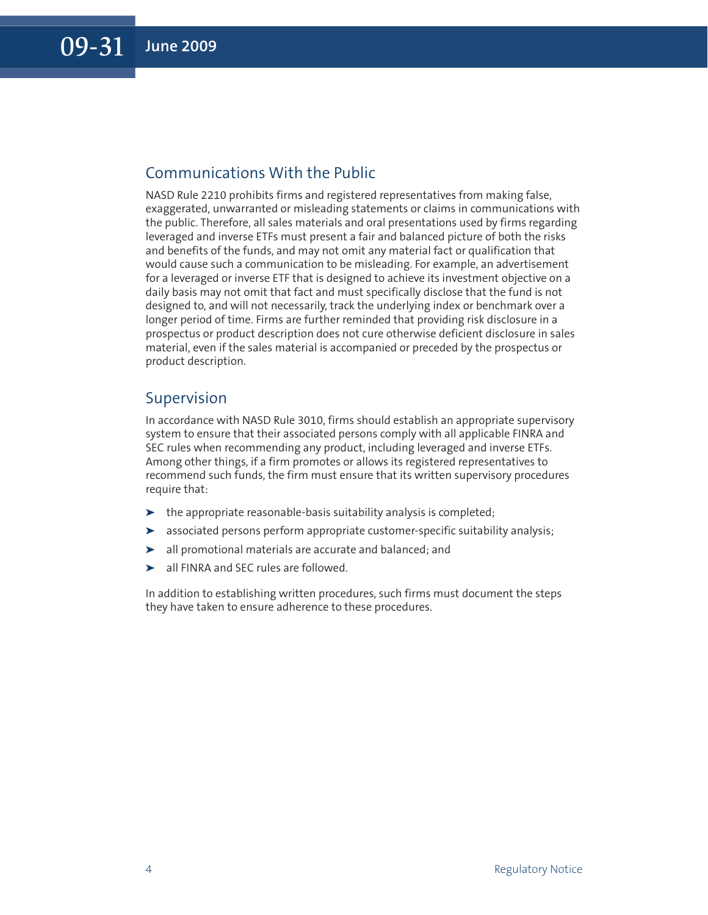## Communications With the Public

NASD Rule 2210 prohibits firms and registered representatives from making false, exaggerated, unwarranted or misleading statements or claims in communications with the public. Therefore, all sales materials and oral presentations used by firms regarding leveraged and inverse ETFs must present a fair and balanced picture of both the risks and benefits of the funds, and may not omit any material fact or qualification that would cause such a communication to be misleading. For example, an advertisement for a leveraged or inverse ETF that is designed to achieve its investment objective on a daily basis may not omit that fact and must specifically disclose that the fund is not designed to, and will not necessarily, track the underlying index or benchmark over a longer period of time. Firms are further reminded that providing risk disclosure in a prospectus or product description does not cure otherwise deficient disclosure in sales material, even if the sales material is accompanied or preceded by the prospectus or product description.

## Supervision

In accordance with NASD Rule 3010, firms should establish an appropriate supervisory system to ensure that their associated persons comply with all applicable FINRA and SEC rules when recommending any product, including leveraged and inverse ETFs. Among other things, if a firm promotes or allows its registered representatives to recommend such funds, the firm must ensure that its written supervisory procedures require that:

- the appropriate reasonable-basis suitability analysis is completed;
- associated persons perform appropriate customer-specific suitability analysis;
- all promotional materials are accurate and balanced; and
- all FINRA and SEC rules are followed.

In addition to establishing written procedures, such firms must document the steps they have taken to ensure adherence to these procedures.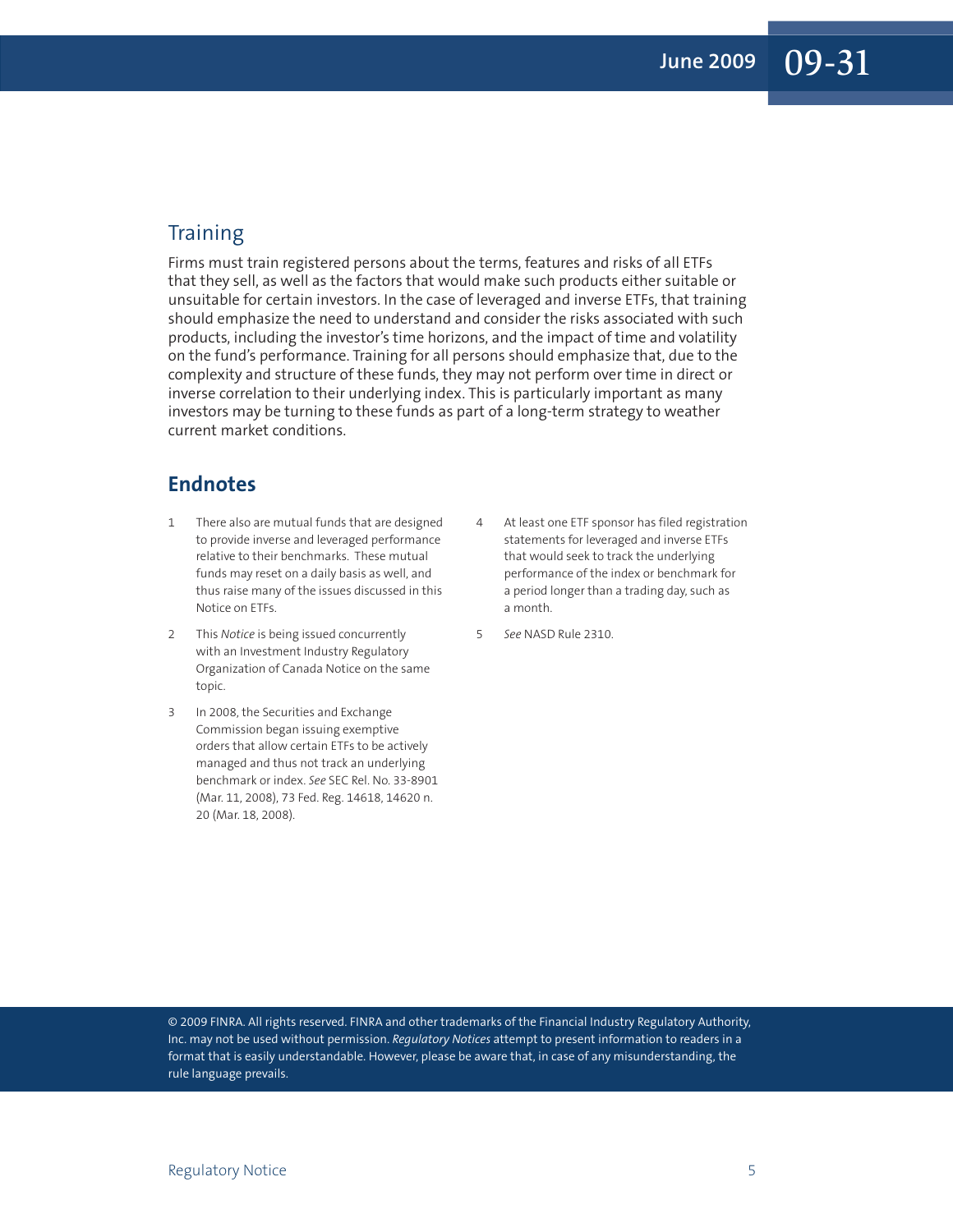## Training

Firms must train registered persons about the terms, features and risks of all ETFs that they sell, as well as the factors that would make such products either suitable or unsuitable for certain investors. In the case of leveraged and inverse ETFs, that training should emphasize the need to understand and consider the risks associated with such products, including the investor's time horizons, and the impact of time and volatility on the fund's performance. Training for all persons should emphasize that, due to the complexity and structure of these funds, they may not perform over time in direct or inverse correlation to their underlying index. This is particularly important as many investors may be turning to these funds as part of a long-term strategy to weather current market conditions.

## Endnotes

1. There also are mutual funds that are designed to provide inverse and leveraged performance relative to their benchmarks. These mutual funds may reset on a daily basis as well, and thus raise many of the issues discussed in this Notice on ETFs.

2. This *Notice* is being issued concurrently with an Investment Industry Regulatory Organization of Canada Notice on the same topic.

3. In 2008, the Securities and Exchange Commission began issuing exemptive orders that allow certain ETFs to be actively managed and thus not track an underlying benchmark or index. *See* SEC Rel. No. 33-8901 (Mar. 11, 2008), 73 Fed. Reg. 14618, 14620 n. 20 (Mar. 18, 2008).

4. At least one ETF sponsor has filed registration statements for leveraged and inverse ETFs that would seek to track the underlying performance of the index or benchmark for a period longer than a trading day, such as a month.

5. *See* NASD Rule 2310.

© 2009 FINRA. All rights reserved. FINRA and other trademarks of the Financial Industry Regulatory Authority, Inc. may not be used without permission. *Regulatory Notices* attempt to present information to readers in a format that is easily understandable. However, please be aware that, in case of any misunderstanding, the rule language prevails.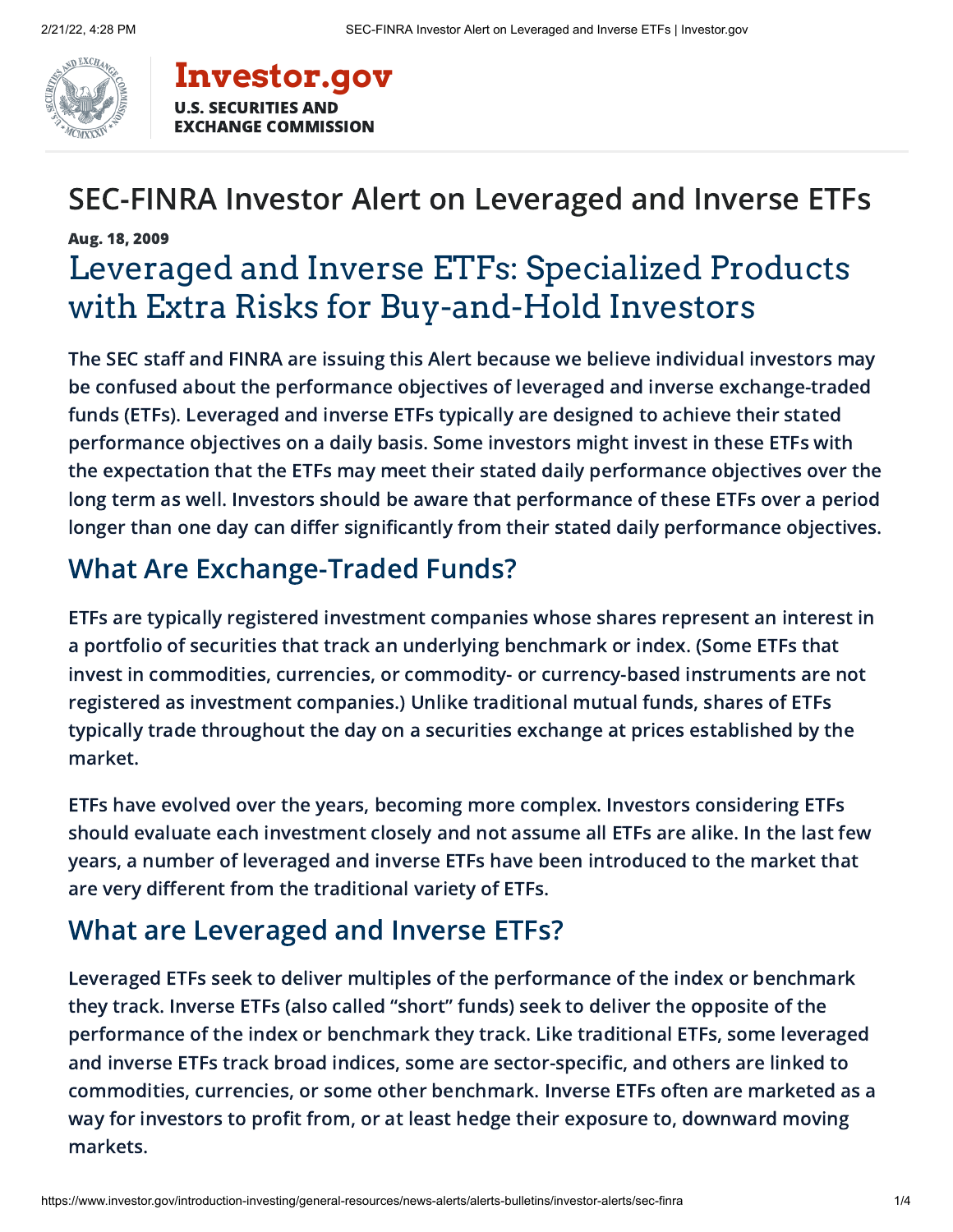# SEC-FINRA Investor Alert on Leveraged and Inverse ETFs

**Aug. 18, 2009**

## Leveraged and Inverse ETFs: Specialized Products with Extra Risks for Buy-and-Hold Investors

**The SEC staff and FINRA are issuing this Alert because we believe individual investors may be confused about the performance objectives of leveraged and inverse exchange-traded funds (ETFs). Leveraged and inverse ETFs typically are designed to achieve their stated performance objectives on a daily basis. Some investors might invest in these ETFs with the expectation that the ETFs may meet their stated daily performance objectives over the long term as well. Investors should be aware that performance of these ETFs over a period longer than one day can differ significantly from their stated daily performance objectives.**

## What Are Exchange-Traded Funds?

ETFs are typically registered investment companies whose shares represent an interest in a portfolio of securities that track an underlying benchmark or index. (Some ETFs that invest in commodities, currencies, or commodity- or currency-based instruments are not registered as investment companies.) Unlike traditional mutual funds, shares of ETFs typically trade throughout the day on a securities exchange at prices established by the market.

ETFs have evolved over the years, becoming more complex. Investors considering ETFs should evaluate each investment closely and not assume all ETFs are alike. In the last few years, a number of leveraged and inverse ETFs have been introduced to the market that are very different from the traditional variety of ETFs.

## What are Leveraged and Inverse ETFs?

Leveraged ETFs seek to deliver multiples of the performance of the index or benchmark they track. Inverse ETFs (also called "short" funds) seek to deliver the opposite of the performance of the index or benchmark they track. Like traditional ETFs, some leveraged and inverse ETFs track broad indices, some are sector-specific, and others are linked to commodities, currencies, or some other benchmark. Inverse ETFs often are marketed as a way for investors to profit from, or at least hedge their exposure to, downward moving markets.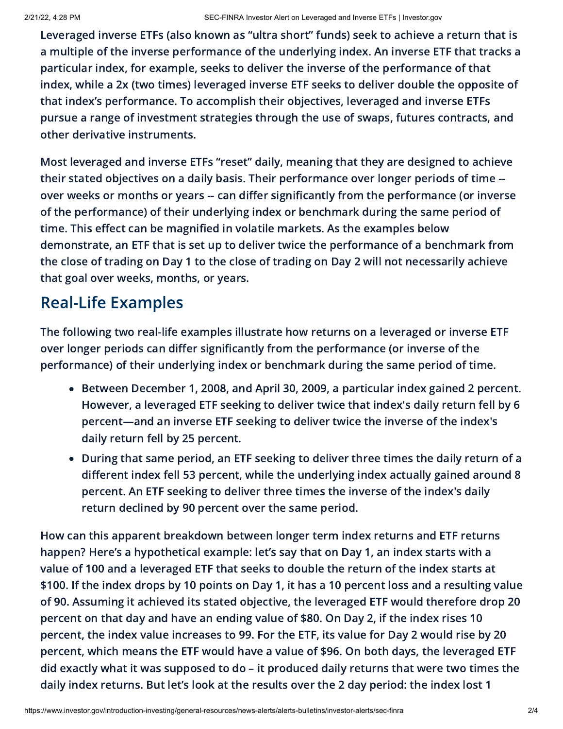Leveraged inverse ETFs (also known as “ultra short” funds) seek to achieve a return that is a multiple of the inverse performance of the underlying index. An inverse ETF that tracks a particular index, for example, seeks to deliver the inverse of the performance of that index, while a 2x (two times) leveraged inverse ETF seeks to deliver double the opposite of that index’s performance. To accomplish their objectives, leveraged and inverse ETFs pursue a range of investment strategies through the use of swaps, futures contracts, and other derivative instruments.

Most leveraged and inverse ETFs “reset” daily, meaning that they are designed to achieve their stated objectives on a daily basis. Their performance over longer periods of time -- over weeks or months or years -- can differ significantly from the performance (or inverse of the performance) of their underlying index or benchmark during the same period of time. This effect can be magnified in volatile markets. As the examples below demonstrate, an ETF that is set up to deliver twice the performance of a benchmark from the close of trading on Day 1 to the close of trading on Day 2 will not necessarily achieve that goal over weeks, months, or years.

## Real-Life Examples

The following two real-life examples illustrate how returns on a leveraged or inverse ETF over longer periods can differ significantly from the performance (or inverse of the performance) of their underlying index or benchmark during the same period of time.

- Between December 1, 2008, and April 30, 2009, a particular index gained 2 percent. However, a leveraged ETF seeking to deliver twice that index's daily return fell by 6 percent—and an inverse ETF seeking to deliver twice the inverse of the index's daily return fell by 25 percent.
- During that same period, an ETF seeking to deliver three times the daily return of a different index fell 53 percent, while the underlying index actually gained around 8 percent. An ETF seeking to deliver three times the inverse of the index's daily return declined by 90 percent over the same period.

How can this apparent breakdown between longer term index returns and ETF returns happen? Here’s a hypothetical example: let’s say that on Day 1, an index starts with a value of 100 and a leveraged ETF that seeks to double the return of the index starts at $100. If the index drops by 10 points on Day 1, it has a 10 percent loss and a resulting value of 90. Assuming it achieved its stated objective, the leveraged ETF would therefore drop 20 percent on that day and have an ending value of $80. On Day 2, if the index rises 10 percent, the index value increases to 99. For the ETF, its value for Day 2 would rise by 20 percent, which means the ETF would have a value of $96. On both days, the leveraged ETF did exactly what it was supposed to do – it produced daily returns that were two times the daily index returns. But let’s look at the results over the 2 day period: the index lost 1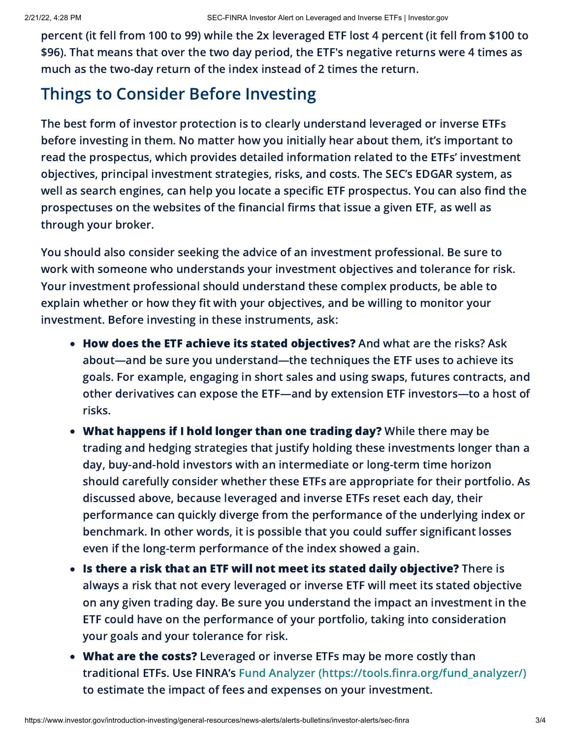percent (it fell from 100 to 99) while the 2x leveraged ETF lost 4 percent (it fell from $100 to $96). That means that over the two day period, the ETF's negative returns were 4 times as much as the two-day return of the index instead of 2 times the return.

## Things to Consider Before Investing

The best form of investor protection is to clearly understand leveraged or inverse ETFs before investing in them. No matter how you initially hear about them, it's important to read the prospectus, which provides detailed information related to the ETFs' investment objectives, principal investment strategies, risks, and costs. The SEC's EDGAR system, as well as search engines, can help you locate a specific ETF prospectus. You can also find the prospectuses on the websites of the financial firms that issue a given ETF, as well as through your broker.

You should also consider seeking the advice of an investment professional. Be sure to work with someone who understands your investment objectives and tolerance for risk. Your investment professional should understand these complex products, be able to explain whether or how they fit with your objectives, and be willing to monitor your investment. Before investing in these instruments, ask:

- **How does the ETF achieve its stated objectives?** And what are the risks? Ask about—and be sure you understand—the techniques the ETF uses to achieve its goals. For example, engaging in short sales and using swaps, futures contracts, and other derivatives can expose the ETF—and by extension ETF investors—to a host of risks.
- **What happens if I hold longer than one trading day?** While there may be trading and hedging strategies that justify holding these investments longer than a day, buy-and-hold investors with an intermediate or long-term time horizon should carefully consider whether these ETFs are appropriate for their portfolio. As discussed above, because leveraged and inverse ETFs reset each day, their performance can quickly diverge from the performance of the underlying index or benchmark. In other words, it is possible that you could suffer significant losses even if the long-term performance of the index showed a gain.
- **Is there a risk that an ETF will not meet its stated daily objective?** There is always a risk that not every leveraged or inverse ETF will meet its stated objective on any given trading day. Be sure you understand the impact an investment in the ETF could have on the performance of your portfolio, taking into consideration your goals and your tolerance for risk.
- **What are the costs?** Leveraged or inverse ETFs may be more costly than traditional ETFs. Use FINRA's Fund Analyzer (https://tools.finra.org/fund_analyzer/) to estimate the impact of fees and expenses on your investment.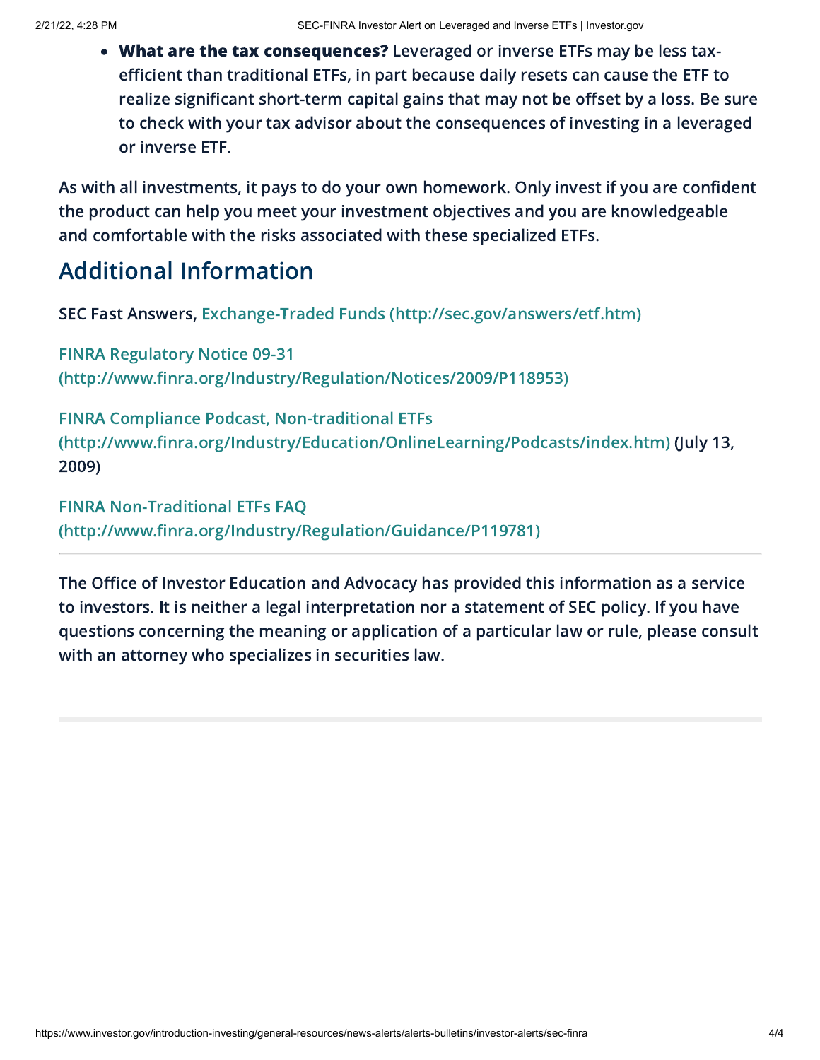- **What are the tax consequences?** Leveraged or inverse ETFs may be less tax-efficient than traditional ETFs, in part because daily resets can cause the ETF to realize significant short-term capital gains that may not be offset by a loss. Be sure to check with your tax advisor about the consequences of investing in a leveraged or inverse ETF.

As with all investments, it pays to do your own homework. Only invest if you are confident the product can help you meet your investment objectives and you are knowledgeable and comfortable with the risks associated with these specialized ETFs.

## Additional Information

SEC Fast Answers, Exchange-Traded Funds (http://sec.gov/answers/etf.htm)

FINRA Regulatory Notice 09-31 (http://www.finra.org/Industry/Regulation/Notices/2009/P118953)

FINRA Compliance Podcast, Non-traditional ETFs (http://www.finra.org/Industry/Education/OnlineLearning/Podcasts/index.htm) (July 13, 2009)

FINRA Non-Traditional ETFs FAQ (http://www.finra.org/Industry/Regulation/Guidance/P119781)

---

The Office of Investor Education and Advocacy has provided this information as a service to investors. It is neither a legal interpretation nor a statement of SEC policy. If you have questions concerning the meaning or application of a particular law or rule, please consult with an attorney who specializes in securities law.